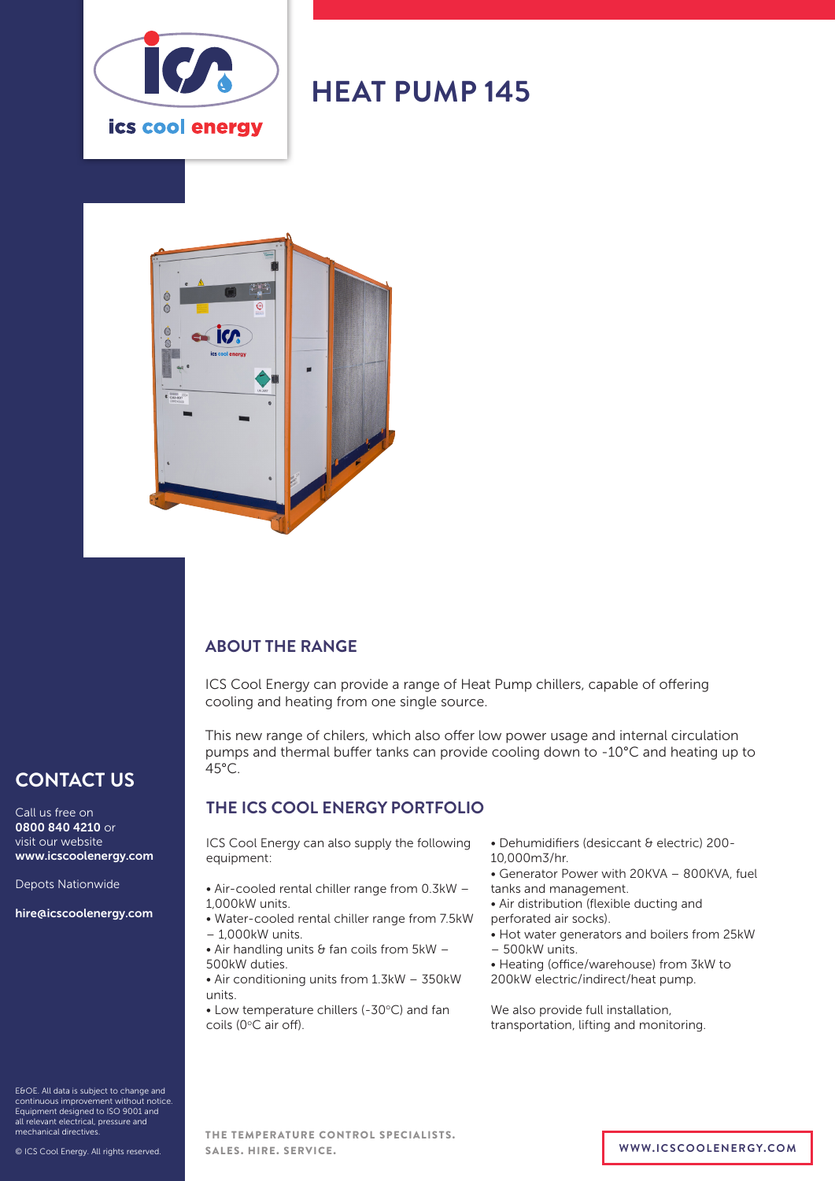ics cool energy

# HEAT PUMP 145

## ABOUT THE RANGE

ICS Cool Energy can provide a range of Heat Pump chillers, capable of offering cooling and heating from one single source.

This new range of chilers, which also offer low power usage and internal circulation pumps and thermal buffer tanks can provide cooling down to -10°C and heating up to 45°C.

## THE ICS COOL ENERGY PORTFOLIO

ICS Cool Energy can also supply the following equipment:

- Air-cooled rental chiller range from 0.3kW – 1,000kW units.
- Water-cooled rental chiller range from 7.5kW – 1,000kW units.
- Air handling units & fan coils from 5kW – 500kW duties.
- Air conditioning units from 1.3kW – 350kW units.
- Low temperature chillers (-30°C) and fan coils (0°C air off).
- Dehumidifiers (desiccant & electric) 200-10,000m3/hr.
- Generator Power with 20KVA – 800KVA, fuel tanks and management.
- Air distribution (flexible ducting and perforated air socks).
- Hot water generators and boilers from 25kW – 500kW units.
- Heating (office/warehouse) from 3kW to 200kW electric/indirect/heat pump.

We also provide full installation, transportation, lifting and monitoring.

## CONTACT US

Call us free on **0800 840 4210** or visit our website **www.icscoolenergy.com**

Depots Nationwide

**hire@icscoolenergy.com**

E&OE. All data is subject to change and continuous improvement without notice. Equipment designed to ISO 9001 and all relevant electrical, pressure and mechanical directives.

© ICS Cool Energy. All rights reserved.

THE TEMPERATURE CONTROL SPECIALISTS.
SALES. HIRE. SERVICE.

WWW.ICSCOOLENERGY.COM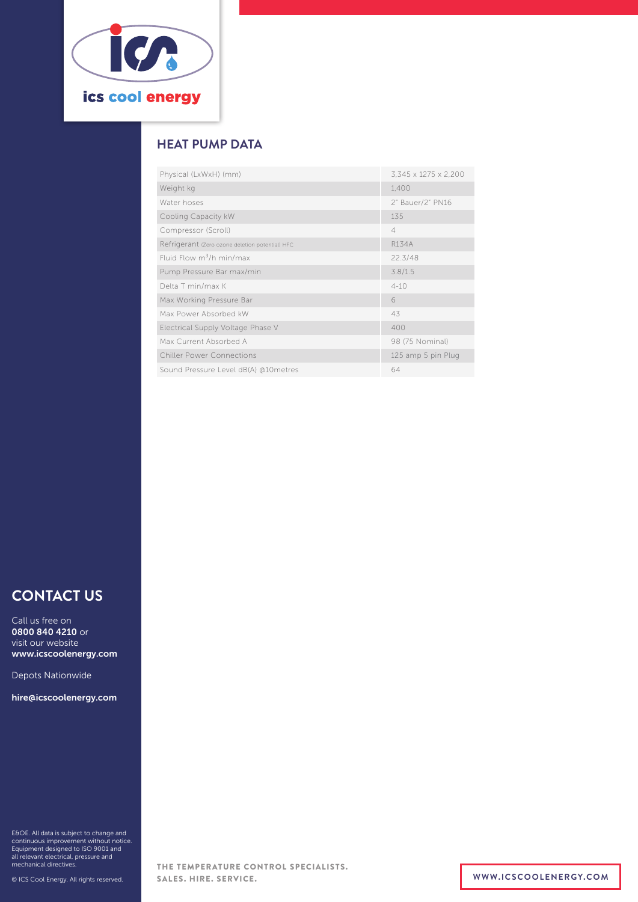## HEAT PUMP DATA

| | |
|---|---|
| Physical (LxWxH) (mm) | 3,345 x 1275 x 2,200 |
| Weight kg | 1,400 |
| Water hoses | 2" Bauer/2" PN16 |
| Cooling Capacity kW | 135 |
| Compressor (Scroll) | 4 |
| Refrigerant (Zero ozone deletion potential) HFC | R134A |
| Fluid Flow $m^3/h$ min/max | 22.3/48 |
| Pump Pressure Bar max/min | 3.8/1.5 |
| Delta T min/max K | 4-10 |
| Max Working Pressure Bar | 6 |
| Max Power Absorbed kW | 43 |
| Electrical Supply Voltage Phase V | 400 |
| Max Current Absorbed A | 98 (75 Nominal) |
| Chiller Power Connections | 125 amp 5 pin Plug |
| Sound Pressure Level dB(A) @10metres | 64 |

## CONTACT US

Call us free on **0800 840 4210** or visit our website **www.icscoolenergy.com**

Depots Nationwide

**hire@icscoolenergy.com**

E&OE. All data is subject to change and continuous improvement without notice. Equipment designed to ISO 9001 and all relevant electrical, pressure and mechanical directives.

© ICS Cool Energy. All rights reserved.

**THE TEMPERATURE CONTROL SPECIALISTS.**
**SALES. HIRE. SERVICE.**

**WWW.ICSCOOLENERGY.COM**